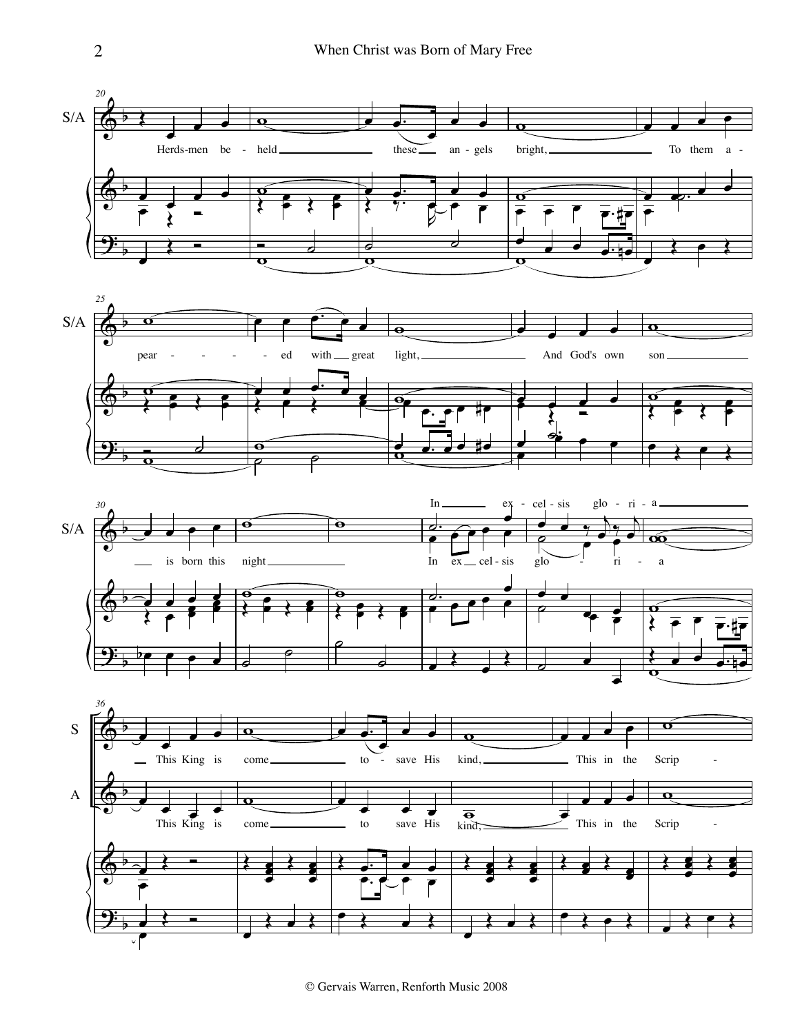Herds-men be - held these angels bright, To them a - pear - - - - ed with great light, And God's own son is born this night

In ex - cel - sis glo - ri - a

This King is come to - save His kind, This in the Scrip -

© Gervais Warren, Renforth Music 2008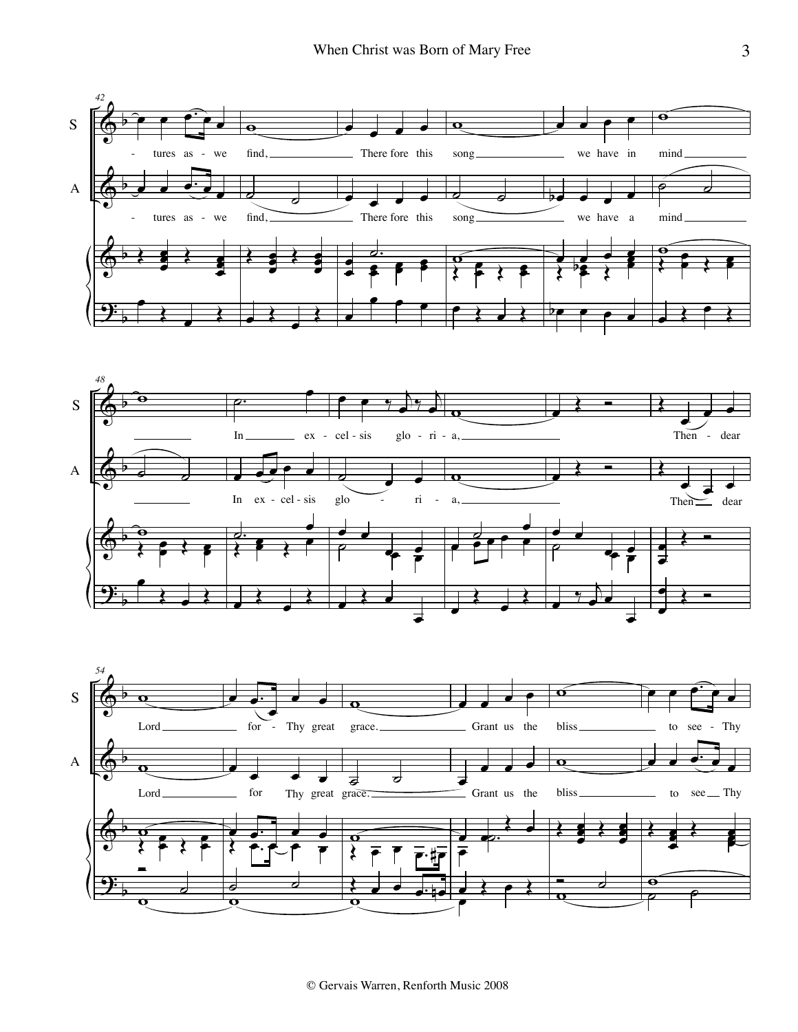S: tures as - we find, There fore this song we have in mind

A: tures as - we find, There fore this song we have a mind

S: In ex - cel - sis glo - ri - a, Then - dear

A: In ex - cel - sis glo - ri - a, Then dear

S: Lord for - Thy great grace. Grant us the bliss to see - Thy

A: Lord for Thy great grace. Grant us the bliss to see Thy